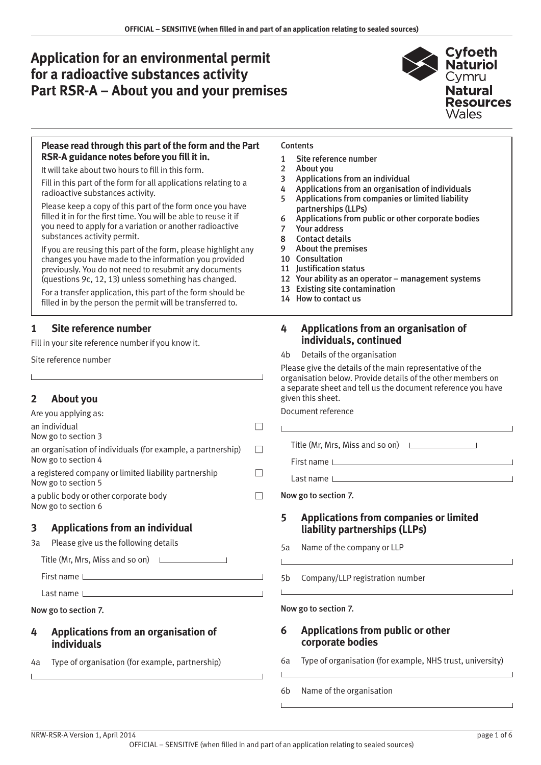# Application for an environmental permit for a radioactive substances activity Part RSR-A – About you and your premises

Cyfoeth Naturiol Cymru
Natural Resources Wales

**Please read through this part of the form and the Part RSR-A guidance notes before you fill it in.**

It will take about two hours to fill in this form.

Fill in this part of the form for all applications relating to a radioactive substances activity.

Please keep a copy of this part of the form once you have filled it in for the first time. You will be able to reuse it if you need to apply for a variation or another radioactive substances activity permit.

If you are reusing this part of the form, please highlight any changes you have made to the information you provided previously. You do not need to resubmit any documents (questions 9c, 12, 13) unless something has changed.

For a transfer application, this part of the form should be filled in by the person the permit will be transferred to.

Contents

1. Site reference number
2. About you
3. Applications from an individual
4. Applications from an organisation of individuals
5. Applications from companies or limited liability partnerships (LLPs)
6. Applications from public or other corporate bodies
7. Your address
8. Contact details
9. About the premises
10. Consultation
11. Justification status
12. Your ability as an operator – management systems
13. Existing site contamination
14. How to contact us

## 1 Site reference number

Fill in your site reference number if you know it.

Site reference number

## 2 About you

Are you applying as:

an individual ☐
Now go to section 3

an organisation of individuals (for example, a partnership) ☐
Now go to section 4

a registered company or limited liability partnership ☐
Now go to section 5

a public body or other corporate body ☐
Now go to section 6

## 3 Applications from an individual

3a Please give us the following details

Title (Mr, Mrs, Miss and so on)

First name

Last name

Now go to section 7.

## 4 Applications from an organisation of individuals

4a Type of organisation (for example, partnership)

## 4 Applications from an organisation of individuals, continued

4b Details of the organisation

Please give the details of the main representative of the organisation below. Provide details of the other members on a separate sheet and tell us the document reference you have given this sheet.

Document reference

Title (Mr, Mrs, Miss and so on)

First name

Last name

Now go to section 7.

## 5 Applications from companies or limited liability partnerships (LLPs)

5a Name of the company or LLP

5b Company/LLP registration number

Now go to section 7.

## 6 Applications from public or other corporate bodies

6a Type of organisation (for example, NHS trust, university)

6b Name of the organisation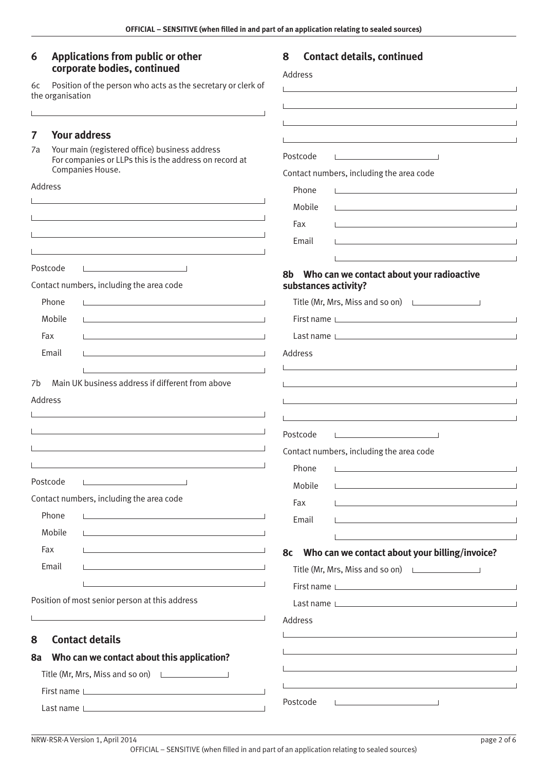## 6 Applications from public or other corporate bodies, continued

6c Position of the person who acts as the secretary or clerk of the organisation

## 7 Your address

7a Your main (registered office) business address
For companies or LLPs this is the address on record at Companies House.

Address

Postcode

Contact numbers, including the area code

Phone

Mobile

Fax

Email

7b Main UK business address if different from above

Address

Postcode

Contact numbers, including the area code

Phone

Mobile

Fax

Email

Position of most senior person at this address

## 8 Contact details

### 8a Who can we contact about this application?

Title (Mr, Mrs, Miss and so on)

First name

Last name

## 8 Contact details, continued

Address

Postcode

Contact numbers, including the area code

Phone

Mobile

Fax

Email

### 8b Who can we contact about your radioactive substances activity?

Title (Mr, Mrs, Miss and so on)

First name

Last name

Address

Postcode

Contact numbers, including the area code

Phone

Mobile

Fax

Email

### 8c Who can we contact about your billing/invoice?

Title (Mr, Mrs, Miss and so on)

First name

Last name

Address

Postcode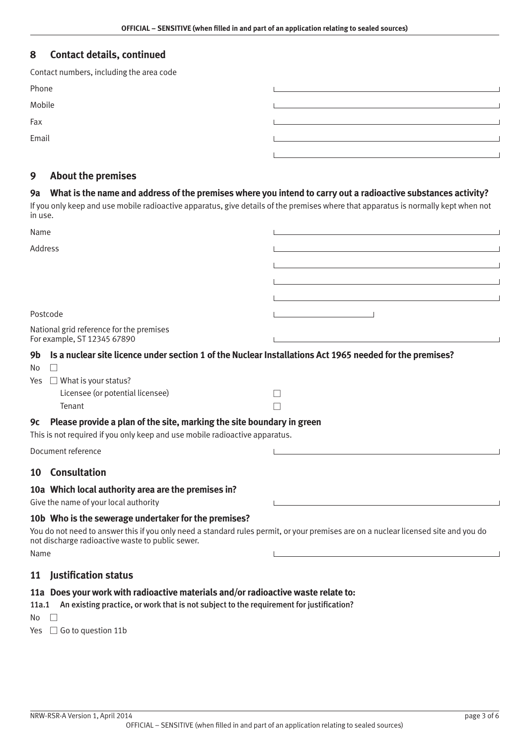## 8 Contact details, continued

Contact numbers, including the area code

Phone

Mobile

Fax

Email

## 9 About the premises

### 9a What is the name and address of the premises where you intend to carry out a radioactive substances activity?

If you only keep and use mobile radioactive apparatus, give details of the premises where that apparatus is normally kept when not in use.

Name

Address

Postcode

National grid reference for the premises
For example, ST 12345 67890

### 9b Is a nuclear site licence under section 1 of the Nuclear Installations Act 1965 needed for the premises?

No ☐

Yes ☐ What is your status?

Licensee (or potential licensee) ☐

Tenant ☐

### 9c Please provide a plan of the site, marking the site boundary in green

This is not required if you only keep and use mobile radioactive apparatus.

Document reference

## 10 Consultation

### 10a Which local authority area are the premises in?

Give the name of your local authority

### 10b Who is the sewerage undertaker for the premises?

You do not need to answer this if you only need a standard rules permit, or your premises are on a nuclear licensed site and you do not discharge radioactive waste to public sewer.

Name

## 11 Justification status

### 11a Does your work with radioactive materials and/or radioactive waste relate to:

**11a.1 An existing practice, or work that is not subject to the requirement for justification?**

No ☐

Yes ☐ Go to question 11b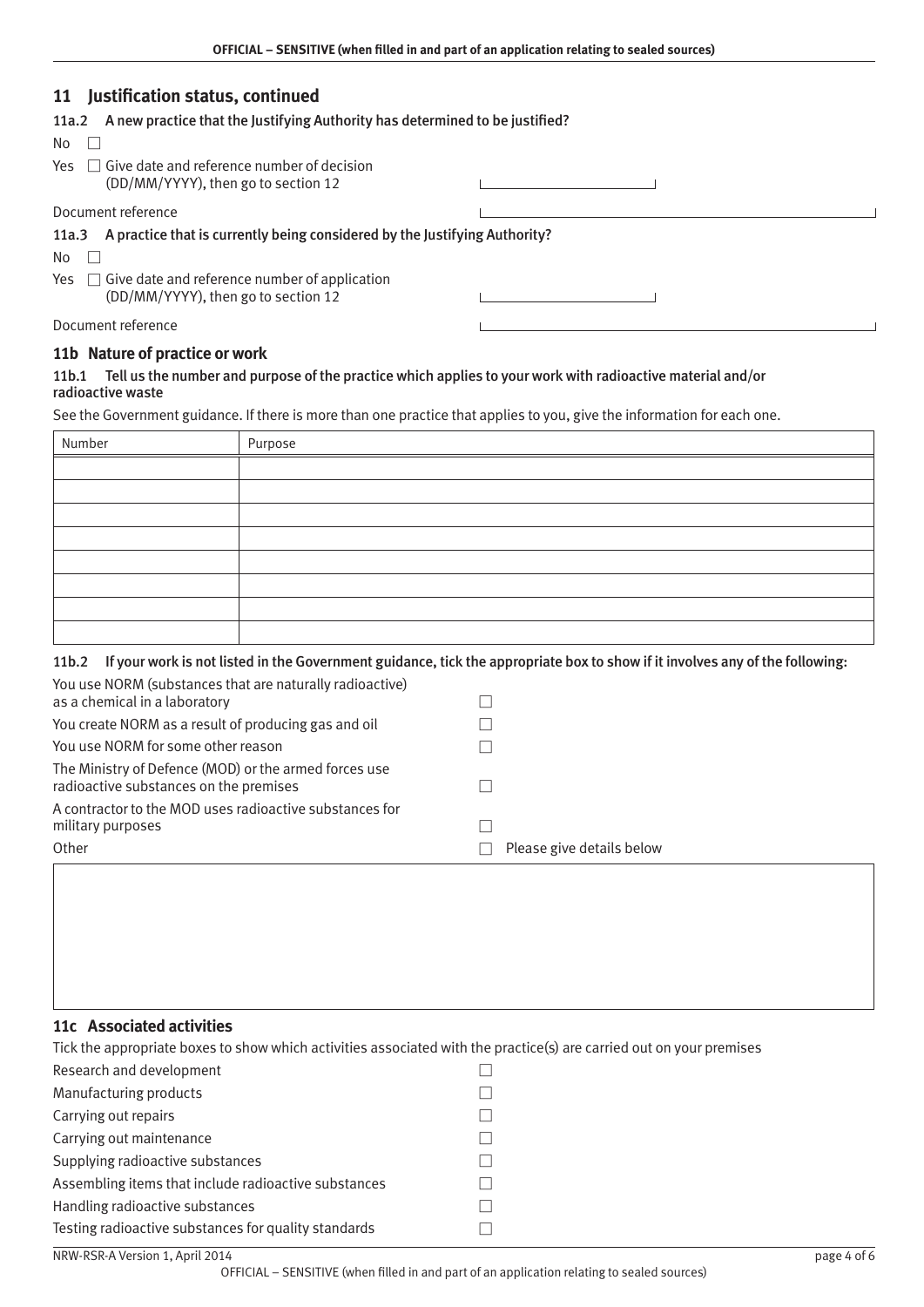## 11 Justification status, continued

**11a.2 A new practice that the Justifying Authority has determined to be justified?**

No ☐

Yes ☐ Give date and reference number of decision (DD/MM/YYYY), then go to section 12 \_\_\_\_\_\_\_\_\_\_\_\_\_\_\_\_

Document reference \_\_\_\_\_\_\_\_\_\_\_\_\_\_\_\_\_\_\_\_\_\_\_\_\_\_\_\_\_\_\_\_

**11a.3 A practice that is currently being considered by the Justifying Authority?**

No ☐

Yes ☐ Give date and reference number of application (DD/MM/YYYY), then go to section 12 \_\_\_\_\_\_\_\_\_\_\_\_\_\_\_\_

Document reference \_\_\_\_\_\_\_\_\_\_\_\_\_\_\_\_\_\_\_\_\_\_\_\_\_\_\_\_\_\_\_\_

### 11b Nature of practice or work

**11b.1 Tell us the number and purpose of the practice which applies to your work with radioactive material and/or radioactive waste**

See the Government guidance. If there is more than one practice that applies to you, give the information for each one.

| Number | Purpose |
|---|---|
| | |
| | |
| | |
| | |
| | |
| | |
| | |
| | |

**11b.2 If your work is not listed in the Government guidance, tick the appropriate box to show if it involves any of the following:**

- You use NORM (substances that are naturally radioactive) as a chemical in a laboratory ☐
- You create NORM as a result of producing gas and oil ☐
- You use NORM for some other reason ☐
- The Ministry of Defence (MOD) or the armed forces use radioactive substances on the premises ☐
- A contractor to the MOD uses radioactive substances for military purposes ☐
- Other ☐ Please give details below

### 11c Associated activities

Tick the appropriate boxes to show which activities associated with the practice(s) are carried out on your premises

- Research and development ☐
- Manufacturing products ☐
- Carrying out repairs ☐
- Carrying out maintenance ☐
- Supplying radioactive substances ☐
- Assembling items that include radioactive substances ☐
- Handling radioactive substances ☐
- Testing radioactive substances for quality standards ☐

NRW-RSR-A Version 1, April 2014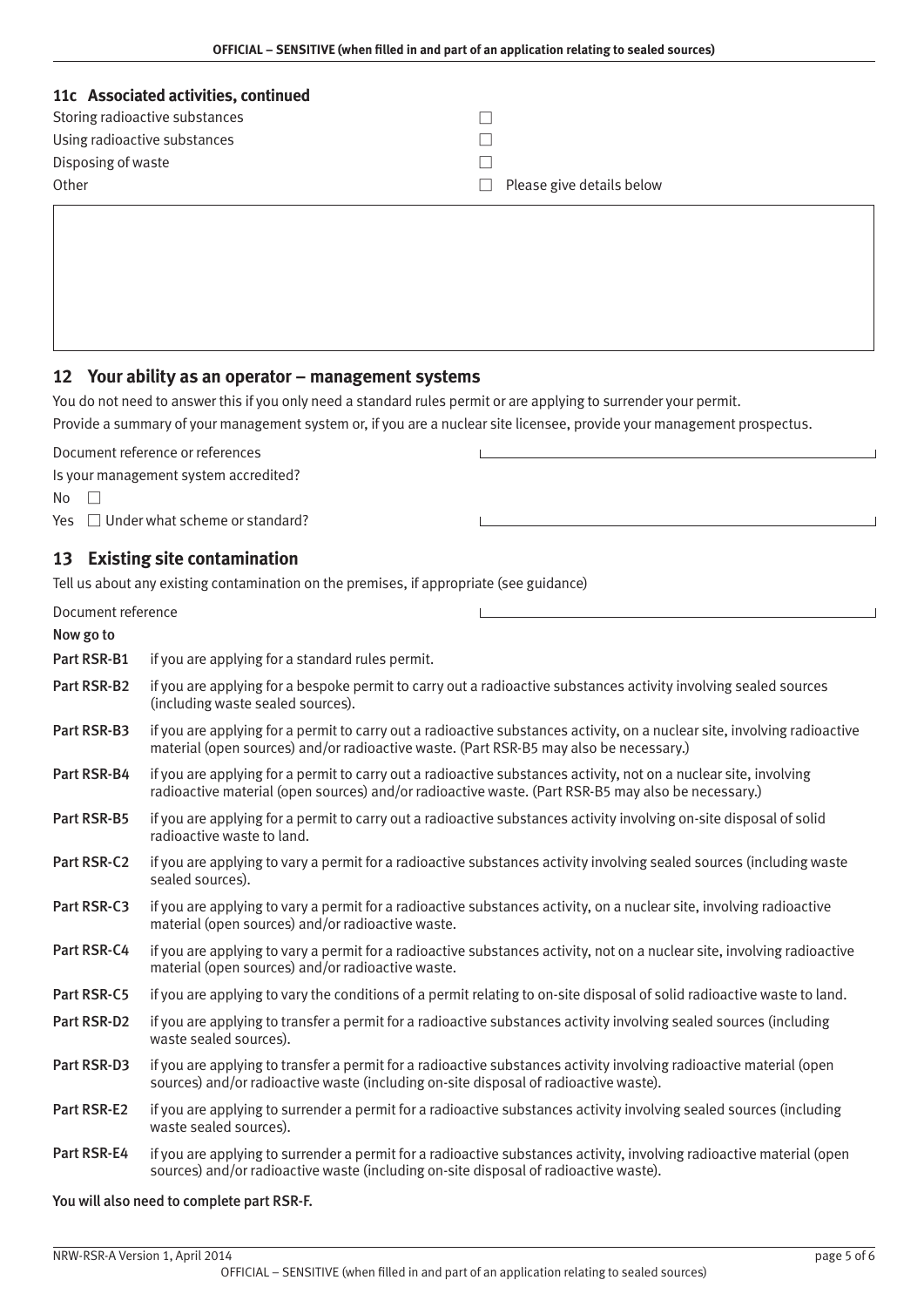### 11c Associated activities, continued

Storing radioactive substances ☐

Using radioactive substances ☐

Disposing of waste ☐

Other ☐ Please give details below

## 12 Your ability as an operator – management systems

You do not need to answer this if you only need a standard rules permit or are applying to surrender your permit.

Provide a summary of your management system or, if you are a nuclear site licensee, provide your management prospectus.

Document reference or references

Is your management system accredited?

No ☐

Yes ☐ Under what scheme or standard?

## 13 Existing site contamination

Tell us about any existing contamination on the premises, if appropriate (see guidance)

Document reference

**Now go to**

**Part RSR-B1** if you are applying for a standard rules permit.

**Part RSR-B2** if you are applying for a bespoke permit to carry out a radioactive substances activity involving sealed sources (including waste sealed sources).

**Part RSR-B3** if you are applying for a permit to carry out a radioactive substances activity, on a nuclear site, involving radioactive material (open sources) and/or radioactive waste. (Part RSR-B5 may also be necessary.)

**Part RSR-B4** if you are applying for a permit to carry out a radioactive substances activity, not on a nuclear site, involving radioactive material (open sources) and/or radioactive waste. (Part RSR-B5 may also be necessary.)

**Part RSR-B5** if you are applying for a permit to carry out a radioactive substances activity involving on-site disposal of solid radioactive waste to land.

**Part RSR-C2** if you are applying to vary a permit for a radioactive substances activity involving sealed sources (including waste sealed sources).

**Part RSR-C3** if you are applying to vary a permit for a radioactive substances activity, on a nuclear site, involving radioactive material (open sources) and/or radioactive waste.

**Part RSR-C4** if you are applying to vary a permit for a radioactive substances activity, not on a nuclear site, involving radioactive material (open sources) and/or radioactive waste.

**Part RSR-C5** if you are applying to vary the conditions of a permit relating to on-site disposal of solid radioactive waste to land.

**Part RSR-D2** if you are applying to transfer a permit for a radioactive substances activity involving sealed sources (including waste sealed sources).

**Part RSR-D3** if you are applying to transfer a permit for a radioactive substances activity involving radioactive material (open sources) and/or radioactive waste (including on-site disposal of radioactive waste).

**Part RSR-E2** if you are applying to surrender a permit for a radioactive substances activity involving sealed sources (including waste sealed sources).

**Part RSR-E4** if you are applying to surrender a permit for a radioactive substances activity, involving radioactive material (open sources) and/or radioactive waste (including on-site disposal of radioactive waste).

**You will also need to complete part RSR-F.**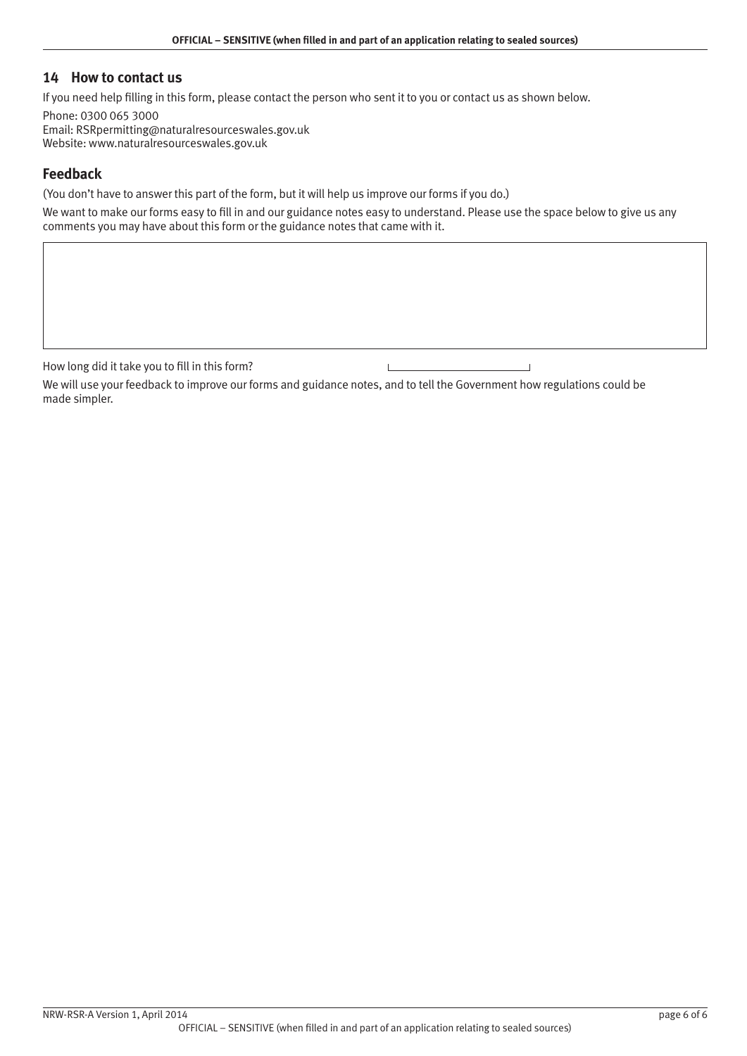## 14 How to contact us

If you need help filling in this form, please contact the person who sent it to you or contact us as shown below.

Phone: 0300 065 3000
Email: RSRpermitting@naturalresourceswales.gov.uk
Website: www.naturalresourceswales.gov.uk

## Feedback

(You don't have to answer this part of the form, but it will help us improve our forms if you do.)

We want to make our forms easy to fill in and our guidance notes easy to understand. Please use the space below to give us any comments you may have about this form or the guidance notes that came with it.

How long did it take you to fill in this form?

We will use your feedback to improve our forms and guidance notes, and to tell the Government how regulations could be made simpler.